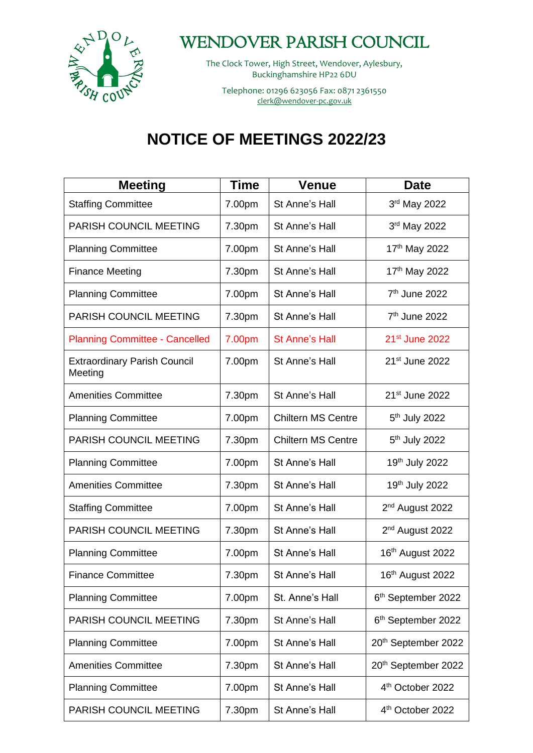# WENDOVER PARISH COUNCIL

The Clock Tower, High Street, Wendover, Aylesbury, Buckinghamshire HP22 6DU

Telephone: 01296 623056 Fax: 0871 2361550
clerk@wendover-pc.gov.uk

## NOTICE OF MEETINGS 2022/23

| Meeting | Time | Venue | Date |
|---|---|---|---|
| Staffing Committee | 7.00pm | St Anne's Hall | 3rd May 2022 |
| PARISH COUNCIL MEETING | 7.30pm | St Anne's Hall | 3rd May 2022 |
| Planning Committee | 7.00pm | St Anne's Hall | 17th May 2022 |
| Finance Meeting | 7.30pm | St Anne's Hall | 17th May 2022 |
| Planning Committee | 7.00pm | St Anne's Hall | 7th June 2022 |
| PARISH COUNCIL MEETING | 7.30pm | St Anne's Hall | 7th June 2022 |
| Planning Committee - Cancelled | 7.00pm | St Anne's Hall | 21st June 2022 |
| Extraordinary Parish Council Meeting | 7.00pm | St Anne's Hall | 21st June 2022 |
| Amenities Committee | 7.30pm | St Anne's Hall | 21st June 2022 |
| Planning Committee | 7.00pm | Chiltern MS Centre | 5th July 2022 |
| PARISH COUNCIL MEETING | 7.30pm | Chiltern MS Centre | 5th July 2022 |
| Planning Committee | 7.00pm | St Anne's Hall | 19th July 2022 |
| Amenities Committee | 7.30pm | St Anne's Hall | 19th July 2022 |
| Staffing Committee | 7.00pm | St Anne's Hall | 2nd August 2022 |
| PARISH COUNCIL MEETING | 7.30pm | St Anne's Hall | 2nd August 2022 |
| Planning Committee | 7.00pm | St Anne's Hall | 16th August 2022 |
| Finance Committee | 7.30pm | St Anne's Hall | 16th August 2022 |
| Planning Committee | 7.00pm | St. Anne's Hall | 6th September 2022 |
| PARISH COUNCIL MEETING | 7.30pm | St Anne's Hall | 6th September 2022 |
| Planning Committee | 7.00pm | St Anne's Hall | 20th September 2022 |
| Amenities Committee | 7.30pm | St Anne's Hall | 20th September 2022 |
| Planning Committee | 7.00pm | St Anne's Hall | 4th October 2022 |
| PARISH COUNCIL MEETING | 7.30pm | St Anne's Hall | 4th October 2022 |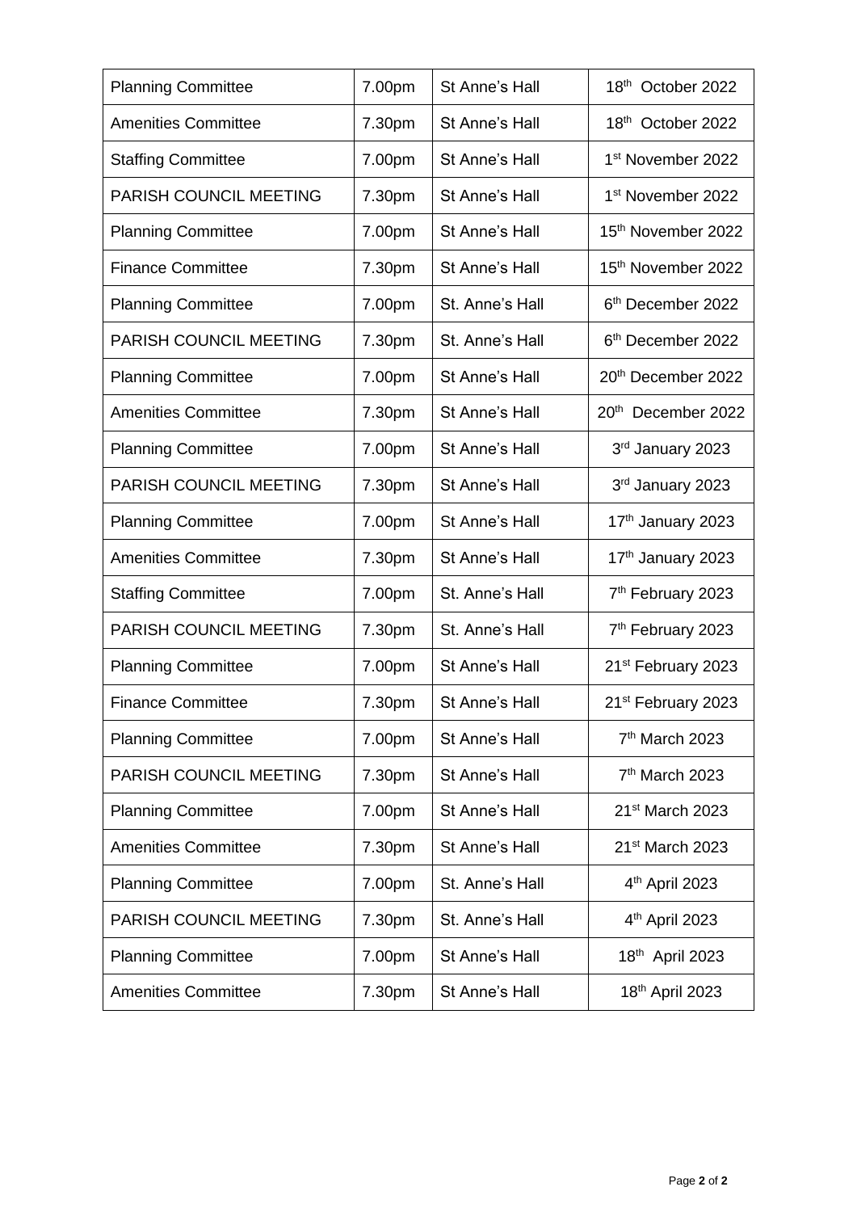| | | | |
|---|---|---|---|
| Planning Committee | 7.00pm | St Anne's Hall | 18th October 2022 |
| Amenities Committee | 7.30pm | St Anne's Hall | 18th October 2022 |
| Staffing Committee | 7.00pm | St Anne's Hall | 1st November 2022 |
| PARISH COUNCIL MEETING | 7.30pm | St Anne's Hall | 1st November 2022 |
| Planning Committee | 7.00pm | St Anne's Hall | 15th November 2022 |
| Finance Committee | 7.30pm | St Anne's Hall | 15th November 2022 |
| Planning Committee | 7.00pm | St. Anne's Hall | 6th December 2022 |
| PARISH COUNCIL MEETING | 7.30pm | St. Anne's Hall | 6th December 2022 |
| Planning Committee | 7.00pm | St Anne's Hall | 20th December 2022 |
| Amenities Committee | 7.30pm | St Anne's Hall | 20th December 2022 |
| Planning Committee | 7.00pm | St Anne's Hall | 3rd January 2023 |
| PARISH COUNCIL MEETING | 7.30pm | St Anne's Hall | 3rd January 2023 |
| Planning Committee | 7.00pm | St Anne's Hall | 17th January 2023 |
| Amenities Committee | 7.30pm | St Anne's Hall | 17th January 2023 |
| Staffing Committee | 7.00pm | St. Anne's Hall | 7th February 2023 |
| PARISH COUNCIL MEETING | 7.30pm | St. Anne's Hall | 7th February 2023 |
| Planning Committee | 7.00pm | St Anne's Hall | 21st February 2023 |
| Finance Committee | 7.30pm | St Anne's Hall | 21st February 2023 |
| Planning Committee | 7.00pm | St Anne's Hall | 7th March 2023 |
| PARISH COUNCIL MEETING | 7.30pm | St Anne's Hall | 7th March 2023 |
| Planning Committee | 7.00pm | St Anne's Hall | 21st March 2023 |
| Amenities Committee | 7.30pm | St Anne's Hall | 21st March 2023 |
| Planning Committee | 7.00pm | St. Anne's Hall | 4th April 2023 |
| PARISH COUNCIL MEETING | 7.30pm | St. Anne's Hall | 4th April 2023 |
| Planning Committee | 7.00pm | St Anne's Hall | 18th April 2023 |
| Amenities Committee | 7.30pm | St Anne's Hall | 18th April 2023 |